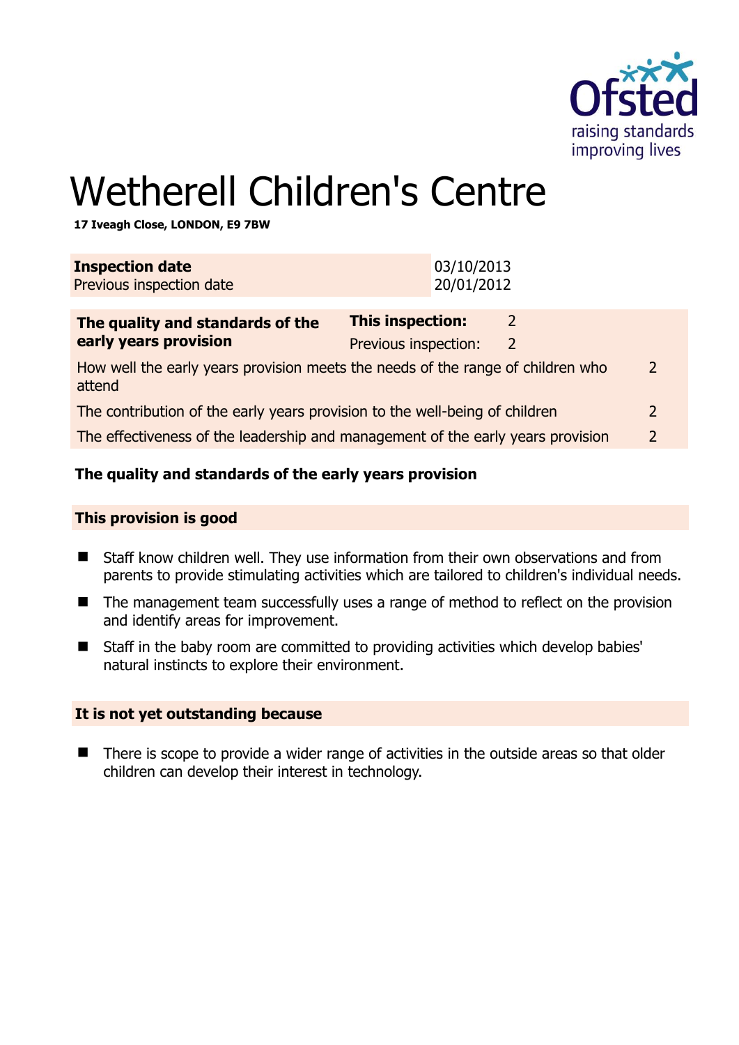# Wetherell Children's Centre

**17 Iveagh Close, LONDON, E9 7BW**

| **Inspection date** | 03/10/2013 |
|---|---|
| Previous inspection date | 20/01/2012 |

| **The quality and standards of the early years provision** | **This inspection:** | 2 |
|---|---|---|
| | Previous inspection: | 2 |
| How well the early years provision meets the needs of the range of children who attend | | 2 |
| The contribution of the early years provision to the well-being of children | | 2 |
| The effectiveness of the leadership and management of the early years provision | | 2 |

**The quality and standards of the early years provision**

**This provision is good**

- Staff know children well. They use information from their own observations and from parents to provide stimulating activities which are tailored to children's individual needs.
- The management team successfully uses a range of method to reflect on the provision and identify areas for improvement.
- Staff in the baby room are committed to providing activities which develop babies' natural instincts to explore their environment.

**It is not yet outstanding because**

- There is scope to provide a wider range of activities in the outside areas so that older children can develop their interest in technology.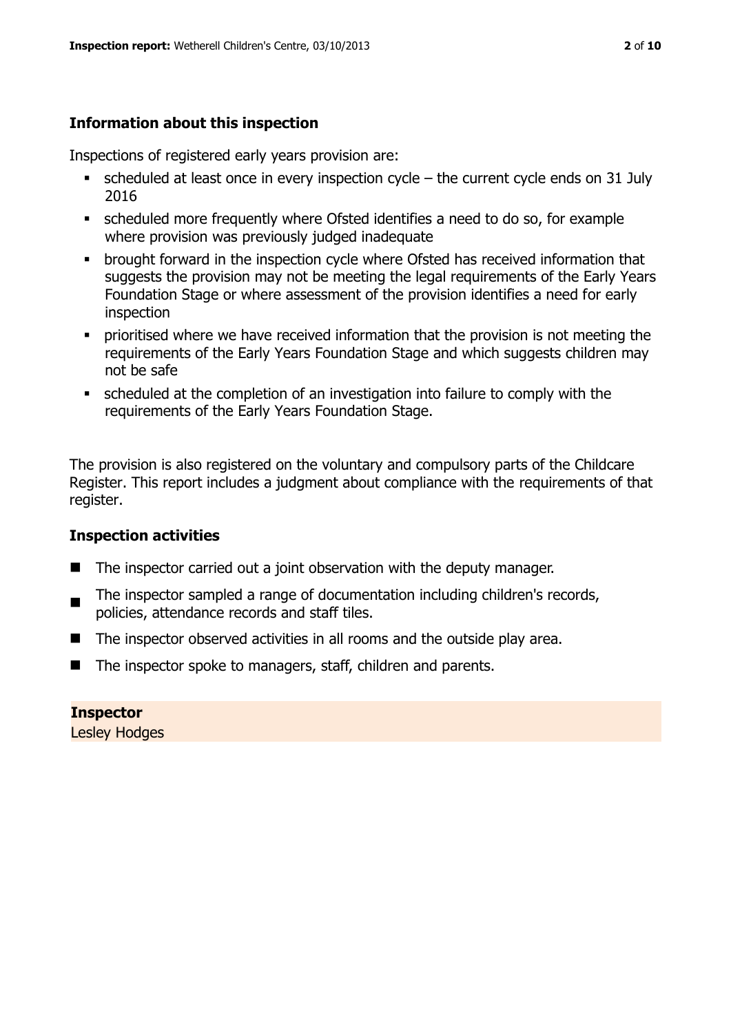## Information about this inspection

Inspections of registered early years provision are:

- scheduled at least once in every inspection cycle – the current cycle ends on 31 July 2016
- scheduled more frequently where Ofsted identifies a need to do so, for example where provision was previously judged inadequate
- brought forward in the inspection cycle where Ofsted has received information that suggests the provision may not be meeting the legal requirements of the Early Years Foundation Stage or where assessment of the provision identifies a need for early inspection
- prioritised where we have received information that the provision is not meeting the requirements of the Early Years Foundation Stage and which suggests children may not be safe
- scheduled at the completion of an investigation into failure to comply with the requirements of the Early Years Foundation Stage.

The provision is also registered on the voluntary and compulsory parts of the Childcare Register. This report includes a judgment about compliance with the requirements of that register.

## Inspection activities

- The inspector carried out a joint observation with the deputy manager.
- The inspector sampled a range of documentation including children's records, policies, attendance records and staff tiles.
- The inspector observed activities in all rooms and the outside play area.
- The inspector spoke to managers, staff, children and parents.

**Inspector**
Lesley Hodges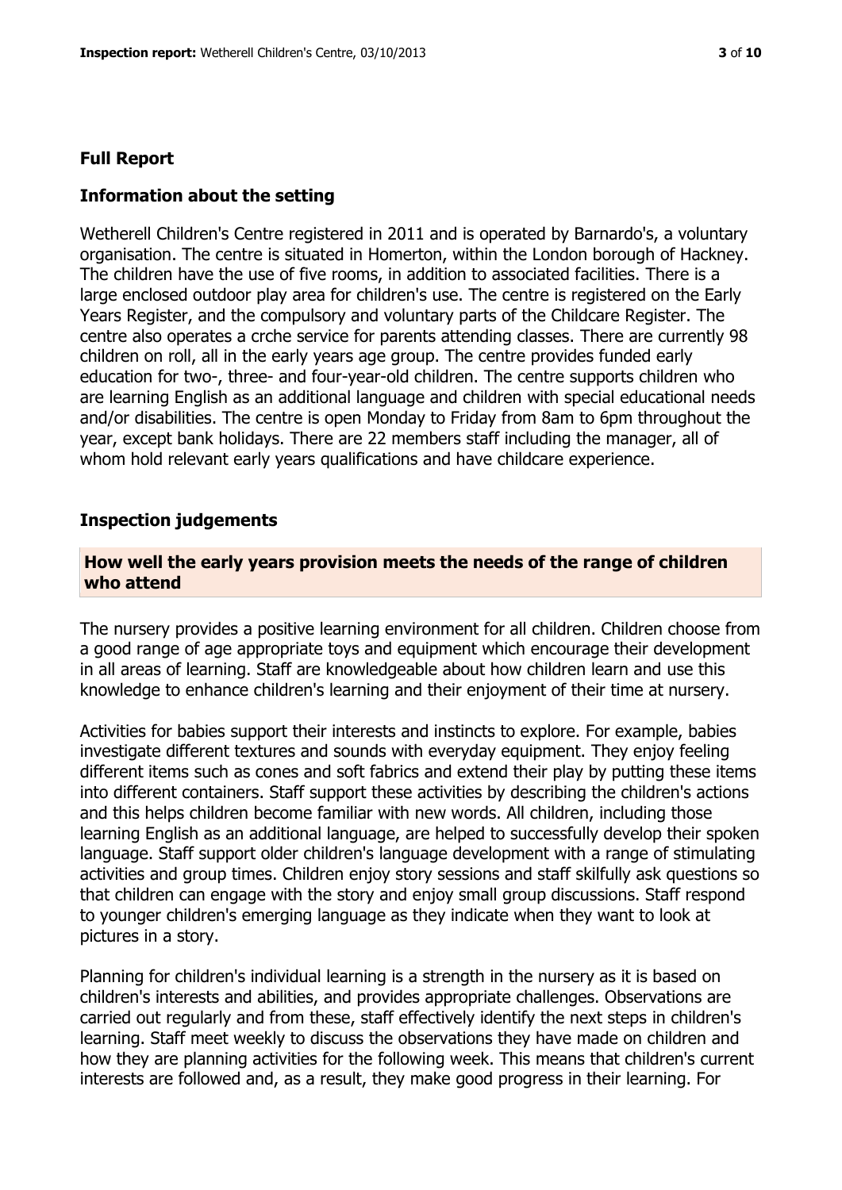## Full Report

### Information about the setting

Wetherell Children's Centre registered in 2011 and is operated by Barnardo's, a voluntary organisation. The centre is situated in Homerton, within the London borough of Hackney. The children have the use of five rooms, in addition to associated facilities. There is a large enclosed outdoor play area for children's use. The centre is registered on the Early Years Register, and the compulsory and voluntary parts of the Childcare Register. The centre also operates a crche service for parents attending classes. There are currently 98 children on roll, all in the early years age group. The centre provides funded early education for two-, three- and four-year-old children. The centre supports children who are learning English as an additional language and children with special educational needs and/or disabilities. The centre is open Monday to Friday from 8am to 6pm throughout the year, except bank holidays. There are 22 members staff including the manager, all of whom hold relevant early years qualifications and have childcare experience.

### Inspection judgements

#### How well the early years provision meets the needs of the range of children who attend

The nursery provides a positive learning environment for all children. Children choose from a good range of age appropriate toys and equipment which encourage their development in all areas of learning. Staff are knowledgeable about how children learn and use this knowledge to enhance children's learning and their enjoyment of their time at nursery.

Activities for babies support their interests and instincts to explore. For example, babies investigate different textures and sounds with everyday equipment. They enjoy feeling different items such as cones and soft fabrics and extend their play by putting these items into different containers. Staff support these activities by describing the children's actions and this helps children become familiar with new words. All children, including those learning English as an additional language, are helped to successfully develop their spoken language. Staff support older children's language development with a range of stimulating activities and group times. Children enjoy story sessions and staff skilfully ask questions so that children can engage with the story and enjoy small group discussions. Staff respond to younger children's emerging language as they indicate when they want to look at pictures in a story.

Planning for children's individual learning is a strength in the nursery as it is based on children's interests and abilities, and provides appropriate challenges. Observations are carried out regularly and from these, staff effectively identify the next steps in children's learning. Staff meet weekly to discuss the observations they have made on children and how they are planning activities for the following week. This means that children's current interests are followed and, as a result, they make good progress in their learning. For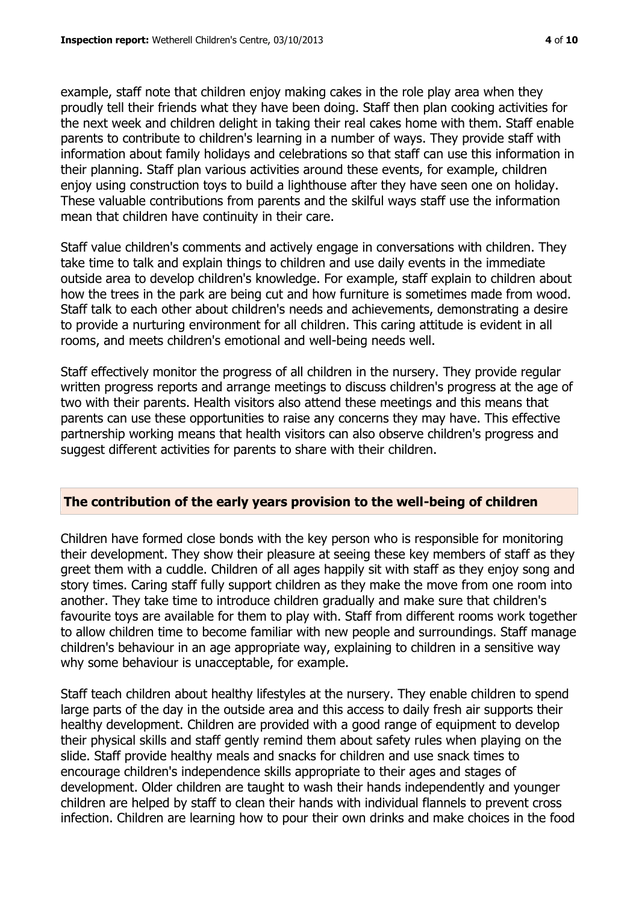example, staff note that children enjoy making cakes in the role play area when they proudly tell their friends what they have been doing. Staff then plan cooking activities for the next week and children delight in taking their real cakes home with them. Staff enable parents to contribute to children's learning in a number of ways. They provide staff with information about family holidays and celebrations so that staff can use this information in their planning. Staff plan various activities around these events, for example, children enjoy using construction toys to build a lighthouse after they have seen one on holiday. These valuable contributions from parents and the skilful ways staff use the information mean that children have continuity in their care.

Staff value children's comments and actively engage in conversations with children. They take time to talk and explain things to children and use daily events in the immediate outside area to develop children's knowledge. For example, staff explain to children about how the trees in the park are being cut and how furniture is sometimes made from wood. Staff talk to each other about children's needs and achievements, demonstrating a desire to provide a nurturing environment for all children. This caring attitude is evident in all rooms, and meets children's emotional and well-being needs well.

Staff effectively monitor the progress of all children in the nursery. They provide regular written progress reports and arrange meetings to discuss children's progress at the age of two with their parents. Health visitors also attend these meetings and this means that parents can use these opportunities to raise any concerns they may have. This effective partnership working means that health visitors can also observe children's progress and suggest different activities for parents to share with their children.

## The contribution of the early years provision to the well-being of children

Children have formed close bonds with the key person who is responsible for monitoring their development. They show their pleasure at seeing these key members of staff as they greet them with a cuddle. Children of all ages happily sit with staff as they enjoy song and story times. Caring staff fully support children as they make the move from one room into another. They take time to introduce children gradually and make sure that children's favourite toys are available for them to play with. Staff from different rooms work together to allow children time to become familiar with new people and surroundings. Staff manage children's behaviour in an age appropriate way, explaining to children in a sensitive way why some behaviour is unacceptable, for example.

Staff teach children about healthy lifestyles at the nursery. They enable children to spend large parts of the day in the outside area and this access to daily fresh air supports their healthy development. Children are provided with a good range of equipment to develop their physical skills and staff gently remind them about safety rules when playing on the slide. Staff provide healthy meals and snacks for children and use snack times to encourage children's independence skills appropriate to their ages and stages of development. Older children are taught to wash their hands independently and younger children are helped by staff to clean their hands with individual flannels to prevent cross infection. Children are learning how to pour their own drinks and make choices in the food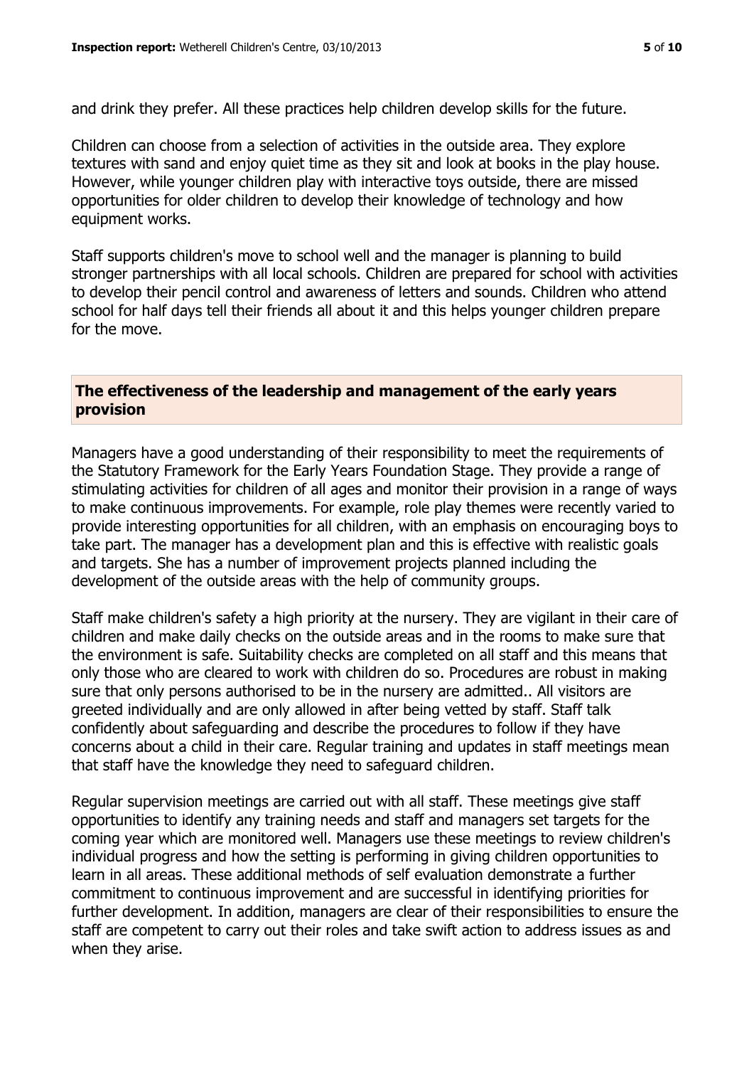and drink they prefer. All these practices help children develop skills for the future.

Children can choose from a selection of activities in the outside area. They explore textures with sand and enjoy quiet time as they sit and look at books in the play house. However, while younger children play with interactive toys outside, there are missed opportunities for older children to develop their knowledge of technology and how equipment works.

Staff supports children's move to school well and the manager is planning to build stronger partnerships with all local schools. Children are prepared for school with activities to develop their pencil control and awareness of letters and sounds. Children who attend school for half days tell their friends all about it and this helps younger children prepare for the move.

## The effectiveness of the leadership and management of the early years provision

Managers have a good understanding of their responsibility to meet the requirements of the Statutory Framework for the Early Years Foundation Stage. They provide a range of stimulating activities for children of all ages and monitor their provision in a range of ways to make continuous improvements. For example, role play themes were recently varied to provide interesting opportunities for all children, with an emphasis on encouraging boys to take part. The manager has a development plan and this is effective with realistic goals and targets. She has a number of improvement projects planned including the development of the outside areas with the help of community groups.

Staff make children's safety a high priority at the nursery. They are vigilant in their care of children and make daily checks on the outside areas and in the rooms to make sure that the environment is safe. Suitability checks are completed on all staff and this means that only those who are cleared to work with children do so. Procedures are robust in making sure that only persons authorised to be in the nursery are admitted.. All visitors are greeted individually and are only allowed in after being vetted by staff. Staff talk confidently about safeguarding and describe the procedures to follow if they have concerns about a child in their care. Regular training and updates in staff meetings mean that staff have the knowledge they need to safeguard children.

Regular supervision meetings are carried out with all staff. These meetings give staff opportunities to identify any training needs and staff and managers set targets for the coming year which are monitored well. Managers use these meetings to review children's individual progress and how the setting is performing in giving children opportunities to learn in all areas. These additional methods of self evaluation demonstrate a further commitment to continuous improvement and are successful in identifying priorities for further development. In addition, managers are clear of their responsibilities to ensure the staff are competent to carry out their roles and take swift action to address issues as and when they arise.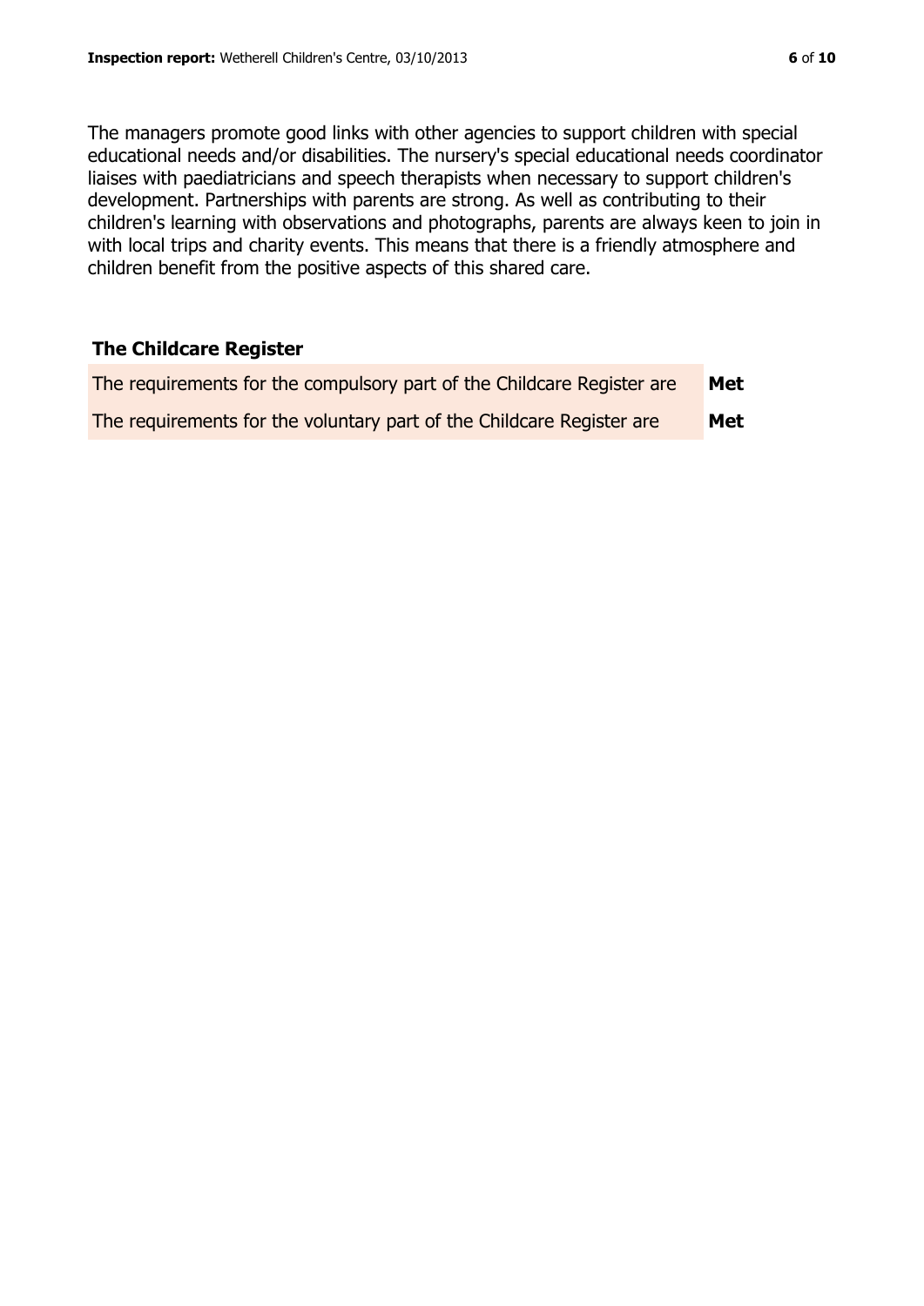The managers promote good links with other agencies to support children with special educational needs and/or disabilities. The nursery's special educational needs coordinator liaises with paediatricians and speech therapists when necessary to support children's development. Partnerships with parents are strong. As well as contributing to their children's learning with observations and photographs, parents are always keen to join in with local trips and charity events. This means that there is a friendly atmosphere and children benefit from the positive aspects of this shared care.

## The Childcare Register

| | |
|---|---|
| The requirements for the compulsory part of the Childcare Register are | **Met** |
| The requirements for the voluntary part of the Childcare Register are | **Met** |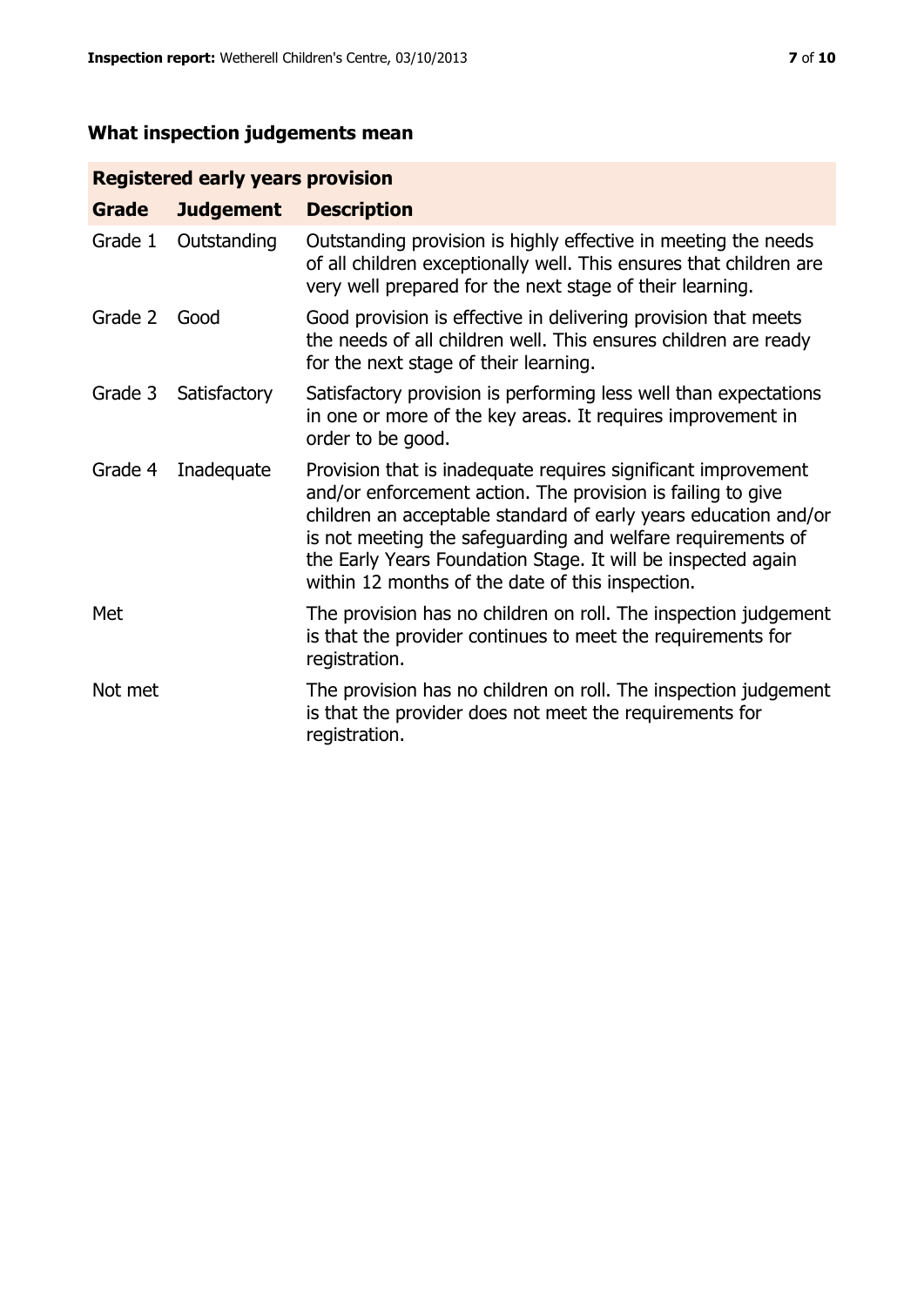## What inspection judgements mean

| Registered early years provision | | |
|---|---|---|
| **Grade** | **Judgement** | **Description** |
| Grade 1 | Outstanding | Outstanding provision is highly effective in meeting the needs of all children exceptionally well. This ensures that children are very well prepared for the next stage of their learning. |
| Grade 2 | Good | Good provision is effective in delivering provision that meets the needs of all children well. This ensures children are ready for the next stage of their learning. |
| Grade 3 | Satisfactory | Satisfactory provision is performing less well than expectations in one or more of the key areas. It requires improvement in order to be good. |
| Grade 4 | Inadequate | Provision that is inadequate requires significant improvement and/or enforcement action. The provision is failing to give children an acceptable standard of early years education and/or is not meeting the safeguarding and welfare requirements of the Early Years Foundation Stage. It will be inspected again within 12 months of the date of this inspection. |
| Met | | The provision has no children on roll. The inspection judgement is that the provider continues to meet the requirements for registration. |
| Not met | | The provision has no children on roll. The inspection judgement is that the provider does not meet the requirements for registration. |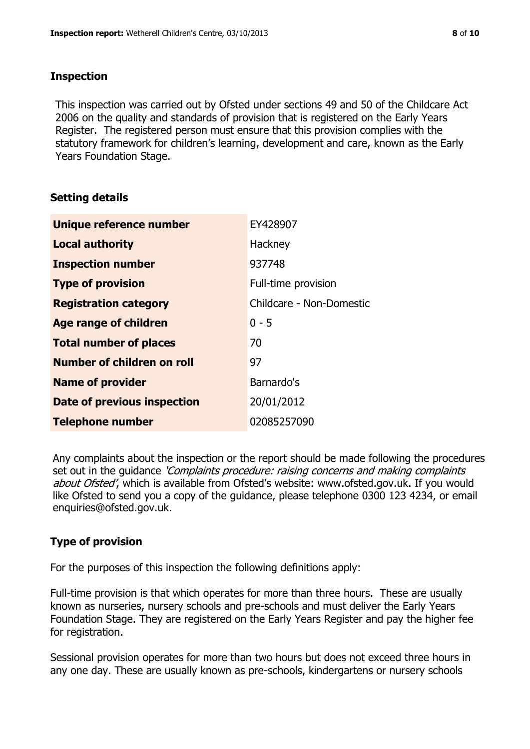## Inspection

This inspection was carried out by Ofsted under sections 49 and 50 of the Childcare Act 2006 on the quality and standards of provision that is registered on the Early Years Register. The registered person must ensure that this provision complies with the statutory framework for children's learning, development and care, known as the Early Years Foundation Stage.

## Setting details

| | |
|---|---|
| **Unique reference number** | EY428907 |
| **Local authority** | Hackney |
| **Inspection number** | 937748 |
| **Type of provision** | Full-time provision |
| **Registration category** | Childcare - Non-Domestic |
| **Age range of children** | 0 - 5 |
| **Total number of places** | 70 |
| **Number of children on roll** | 97 |
| **Name of provider** | Barnardo's |
| **Date of previous inspection** | 20/01/2012 |
| **Telephone number** | 02085257090 |

Any complaints about the inspection or the report should be made following the procedures set out in the guidance *'Complaints procedure: raising concerns and making complaints about Ofsted'*, which is available from Ofsted's website: www.ofsted.gov.uk. If you would like Ofsted to send you a copy of the guidance, please telephone 0300 123 4234, or email enquiries@ofsted.gov.uk.

## Type of provision

For the purposes of this inspection the following definitions apply:

Full-time provision is that which operates for more than three hours. These are usually known as nurseries, nursery schools and pre-schools and must deliver the Early Years Foundation Stage. They are registered on the Early Years Register and pay the higher fee for registration.

Sessional provision operates for more than two hours but does not exceed three hours in any one day. These are usually known as pre-schools, kindergartens or nursery schools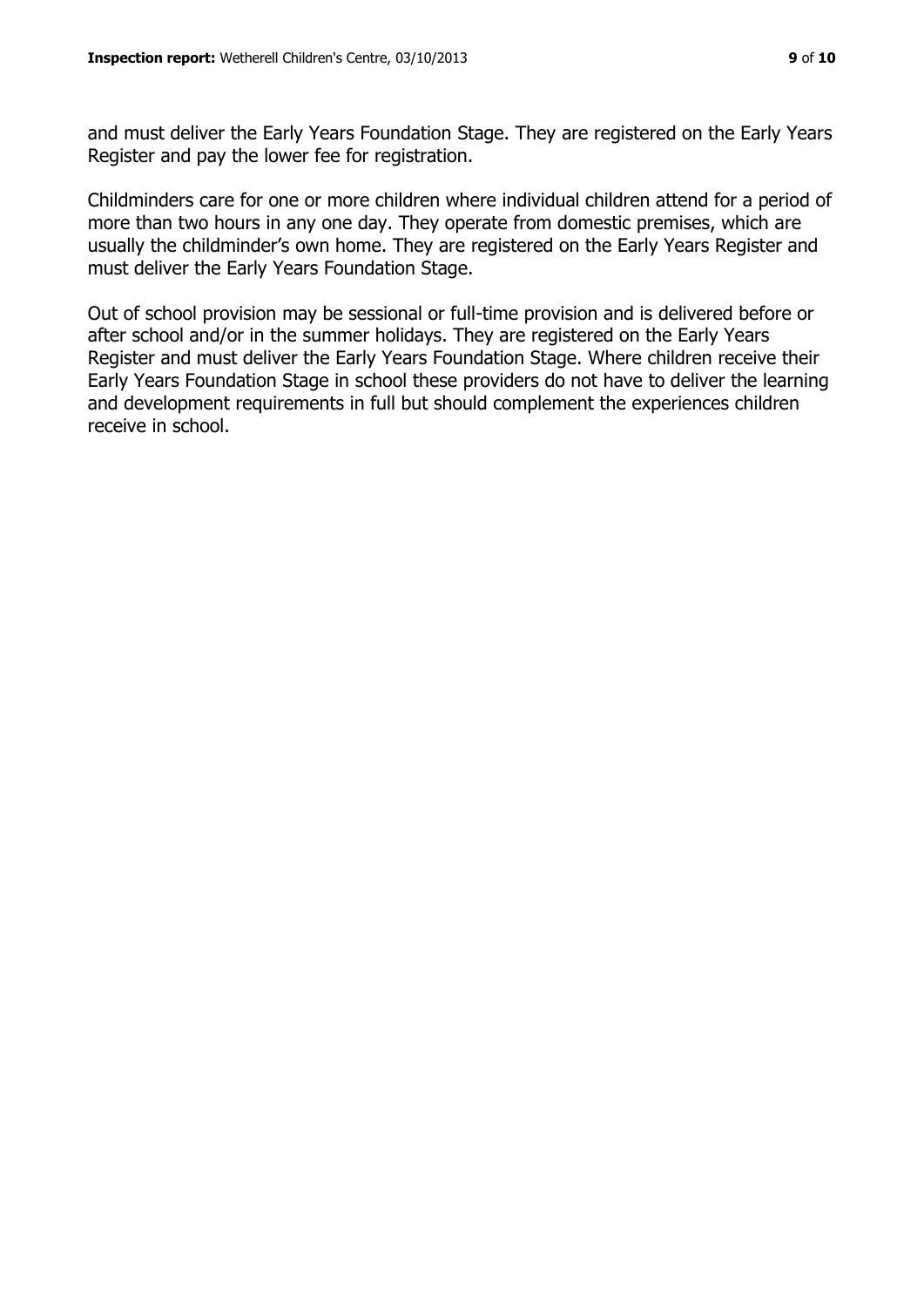and must deliver the Early Years Foundation Stage. They are registered on the Early Years Register and pay the lower fee for registration.

Childminders care for one or more children where individual children attend for a period of more than two hours in any one day. They operate from domestic premises, which are usually the childminder's own home. They are registered on the Early Years Register and must deliver the Early Years Foundation Stage.

Out of school provision may be sessional or full-time provision and is delivered before or after school and/or in the summer holidays. They are registered on the Early Years Register and must deliver the Early Years Foundation Stage. Where children receive their Early Years Foundation Stage in school these providers do not have to deliver the learning and development requirements in full but should complement the experiences children receive in school.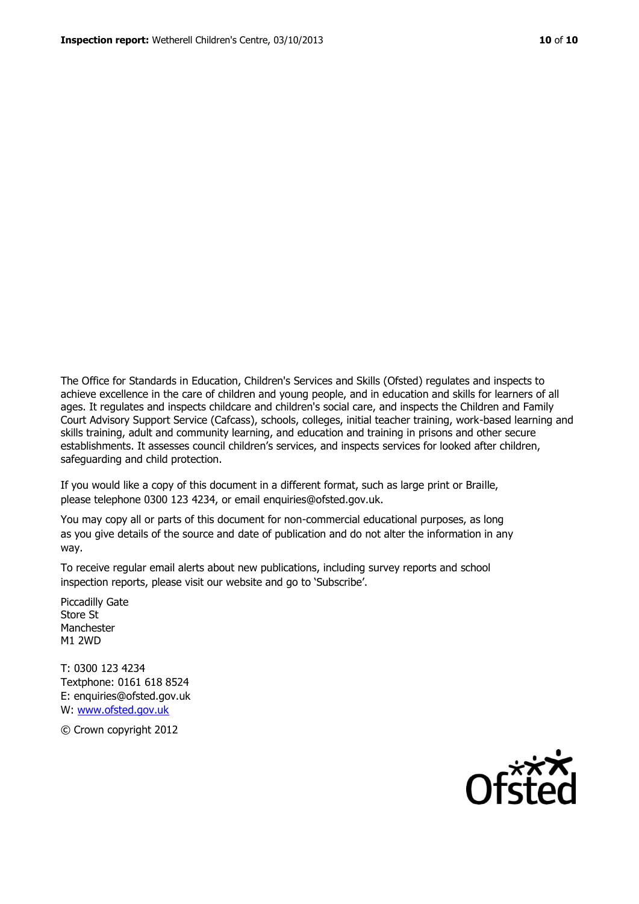The Office for Standards in Education, Children's Services and Skills (Ofsted) regulates and inspects to achieve excellence in the care of children and young people, and in education and skills for learners of all ages. It regulates and inspects childcare and children's social care, and inspects the Children and Family Court Advisory Support Service (Cafcass), schools, colleges, initial teacher training, work-based learning and skills training, adult and community learning, and education and training in prisons and other secure establishments. It assesses council children's services, and inspects services for looked after children, safeguarding and child protection.

If you would like a copy of this document in a different format, such as large print or Braille, please telephone 0300 123 4234, or email enquiries@ofsted.gov.uk.

You may copy all or parts of this document for non-commercial educational purposes, as long as you give details of the source and date of publication and do not alter the information in any way.

To receive regular email alerts about new publications, including survey reports and school inspection reports, please visit our website and go to 'Subscribe'.

Piccadilly Gate
Store St
Manchester
M1 2WD

T: 0300 123 4234
Textphone: 0161 618 8524
E: enquiries@ofsted.gov.uk
W: www.ofsted.gov.uk

© Crown copyright 2012

Ofsted